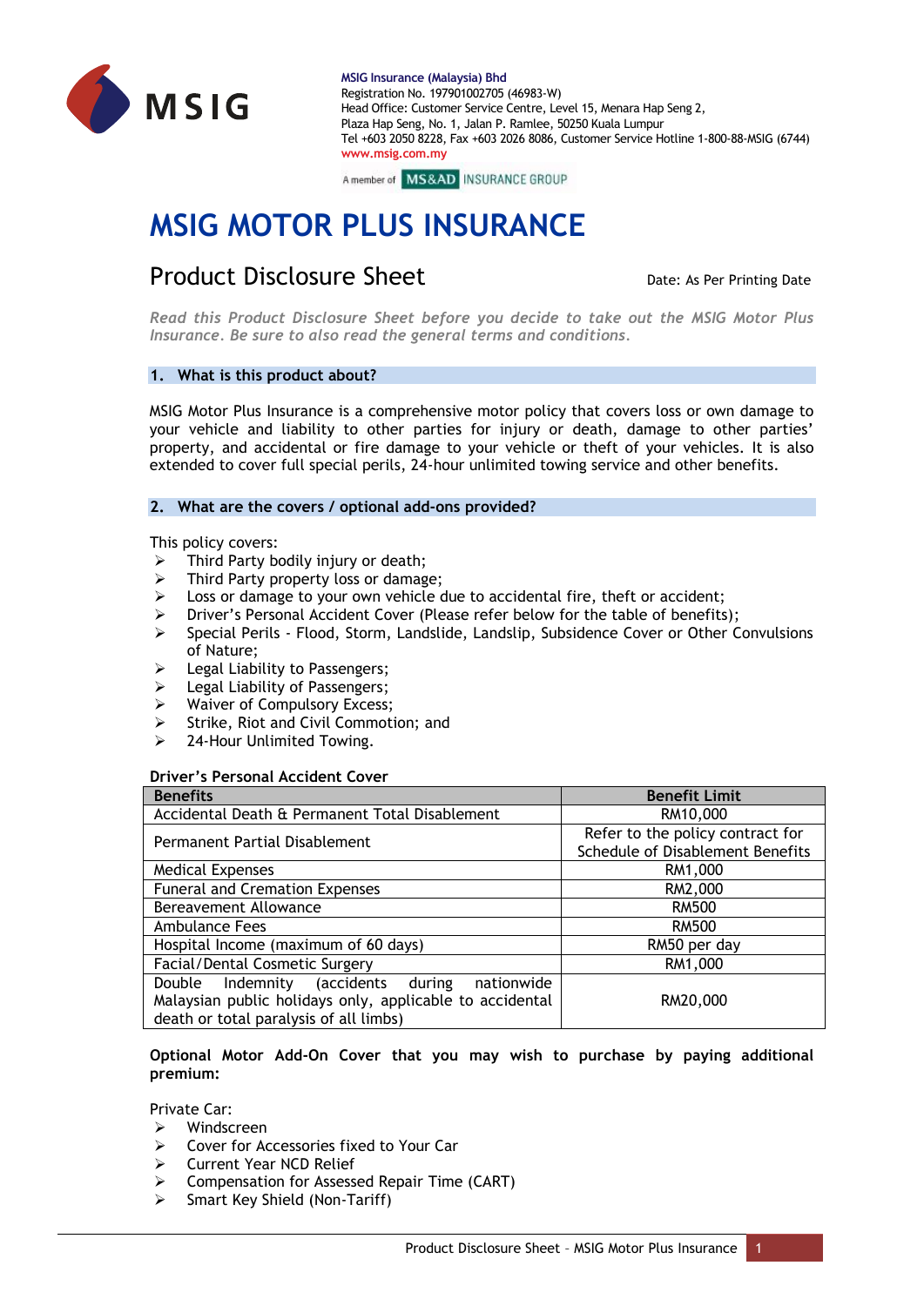MSIG Insurance (Malaysia) Bhd
Registration No. 197901002705 (46983-W)
Head Office: Customer Service Centre, Level 15, Menara Hap Seng 2,
Plaza Hap Seng, No. 1, Jalan P. Ramlee, 50250 Kuala Lumpur
Tel +603 2050 8228, Fax +603 2026 8086, Customer Service Hotline 1-800-88-MSIG (6744)
www.msig.com.my

A member of MS&AD INSURANCE GROUP

# MSIG MOTOR PLUS INSURANCE

## Product Disclosure Sheet

Date: As Per Printing Date

*Read this Product Disclosure Sheet before you decide to take out the MSIG Motor Plus Insurance. Be sure to also read the general terms and conditions.*

### 1. What is this product about?

MSIG Motor Plus Insurance is a comprehensive motor policy that covers loss or own damage to your vehicle and liability to other parties for injury or death, damage to other parties' property, and accidental or fire damage to your vehicle or theft of your vehicles. It is also extended to cover full special perils, 24-hour unlimited towing service and other benefits.

### 2. What are the covers / optional add-ons provided?

This policy covers:

- Third Party bodily injury or death;
- Third Party property loss or damage;
- Loss or damage to your own vehicle due to accidental fire, theft or accident;
- Driver's Personal Accident Cover (Please refer below for the table of benefits);
- Special Perils - Flood, Storm, Landslide, Landslip, Subsidence Cover or Other Convulsions of Nature;
- Legal Liability to Passengers;
- Legal Liability of Passengers;
- Waiver of Compulsory Excess;
- Strike, Riot and Civil Commotion; and
- 24-Hour Unlimited Towing.

**Driver's Personal Accident Cover**

| Benefits | Benefit Limit |
|---|---|
| Accidental Death & Permanent Total Disablement | RM10,000 |
| Permanent Partial Disablement | Refer to the policy contract for Schedule of Disablement Benefits |
| Medical Expenses | RM1,000 |
| Funeral and Cremation Expenses | RM2,000 |
| Bereavement Allowance | RM500 |
| Ambulance Fees | RM500 |
| Hospital Income (maximum of 60 days) | RM50 per day |
| Facial/Dental Cosmetic Surgery | RM1,000 |
| Double Indemnity (accidents during nationwide Malaysian public holidays only, applicable to accidental death or total paralysis of all limbs) | RM20,000 |

**Optional Motor Add-On Cover that you may wish to purchase by paying additional premium:**

Private Car:

- Windscreen
- Cover for Accessories fixed to Your Car
- Current Year NCD Relief
- Compensation for Assessed Repair Time (CART)
- Smart Key Shield (Non-Tariff)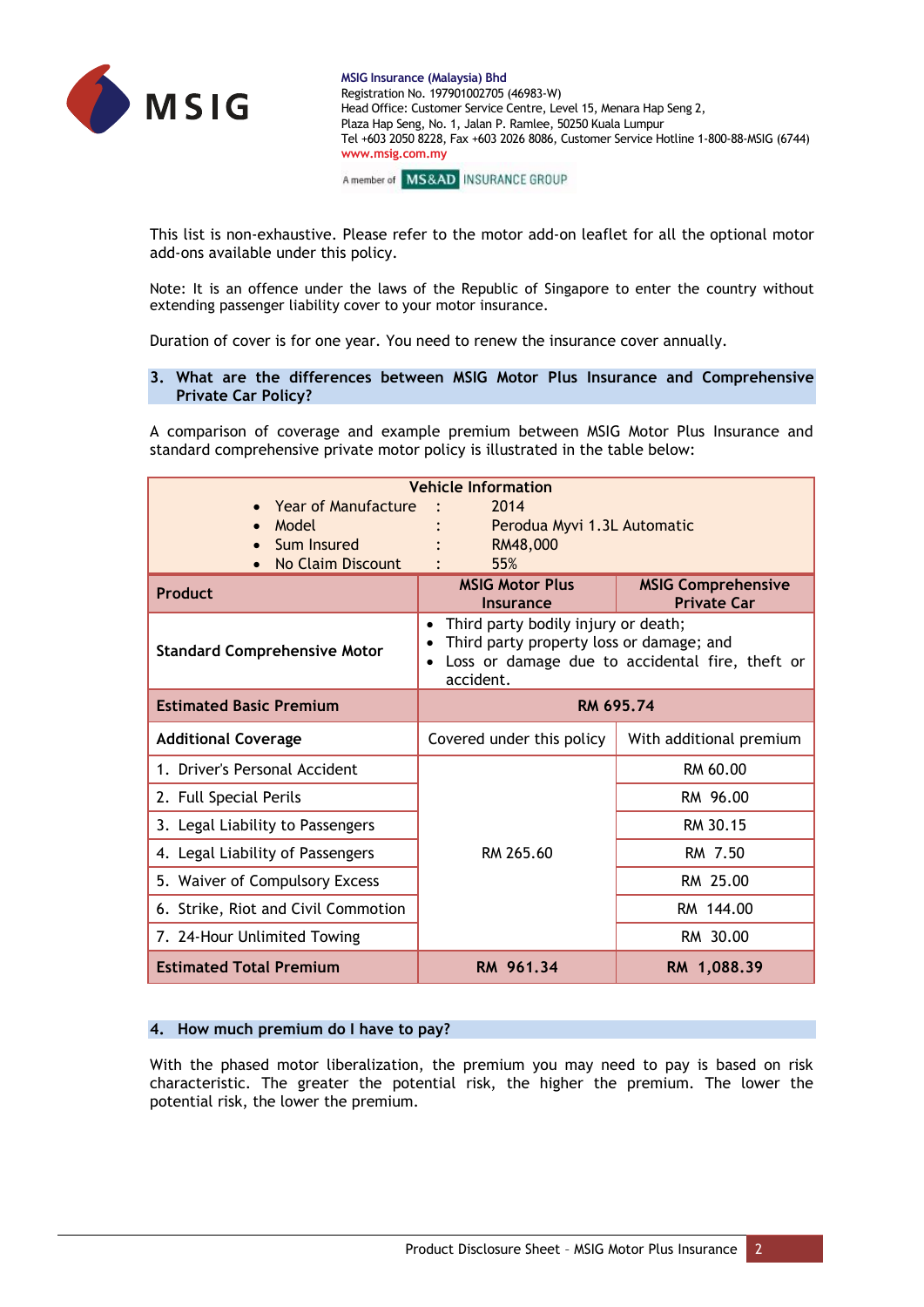This list is non-exhaustive. Please refer to the motor add-on leaflet for all the optional motor add-ons available under this policy.

Note: It is an offence under the laws of the Republic of Singapore to enter the country without extending passenger liability cover to your motor insurance.

Duration of cover is for one year. You need to renew the insurance cover annually.

## 3. What are the differences between MSIG Motor Plus Insurance and Comprehensive Private Car Policy?

A comparison of coverage and example premium between MSIG Motor Plus Insurance and standard comprehensive private motor policy is illustrated in the table below:

| **Vehicle Information** | | |
|---|---|---|
| • Year of Manufacture : 2014<br>• Model : Perodua Myvi 1.3L Automatic<br>• Sum Insured : RM48,000<br>• No Claim Discount : 55% | | |
| **Product** | **MSIG Motor Plus Insurance** | **MSIG Comprehensive Private Car** |
| **Standard Comprehensive Motor** | • Third party bodily injury or death;<br>• Third party property loss or damage; and<br>• Loss or damage due to accidental fire, theft or accident. | |
| **Estimated Basic Premium** | **RM 695.74** | |
| **Additional Coverage** | Covered under this policy | With additional premium |
| 1. Driver's Personal Accident | RM 265.60 | RM 60.00 |
| 2. Full Special Perils | | RM 96.00 |
| 3. Legal Liability to Passengers | | RM 30.15 |
| 4. Legal Liability of Passengers | | RM 7.50 |
| 5. Waiver of Compulsory Excess | | RM 25.00 |
| 6. Strike, Riot and Civil Commotion | | RM 144.00 |
| 7. 24-Hour Unlimited Towing | | RM 30.00 |
| **Estimated Total Premium** | **RM 961.34** | **RM 1,088.39** |

## 4. How much premium do I have to pay?

With the phased motor liberalization, the premium you may need to pay is based on risk characteristic. The greater the potential risk, the higher the premium. The lower the potential risk, the lower the premium.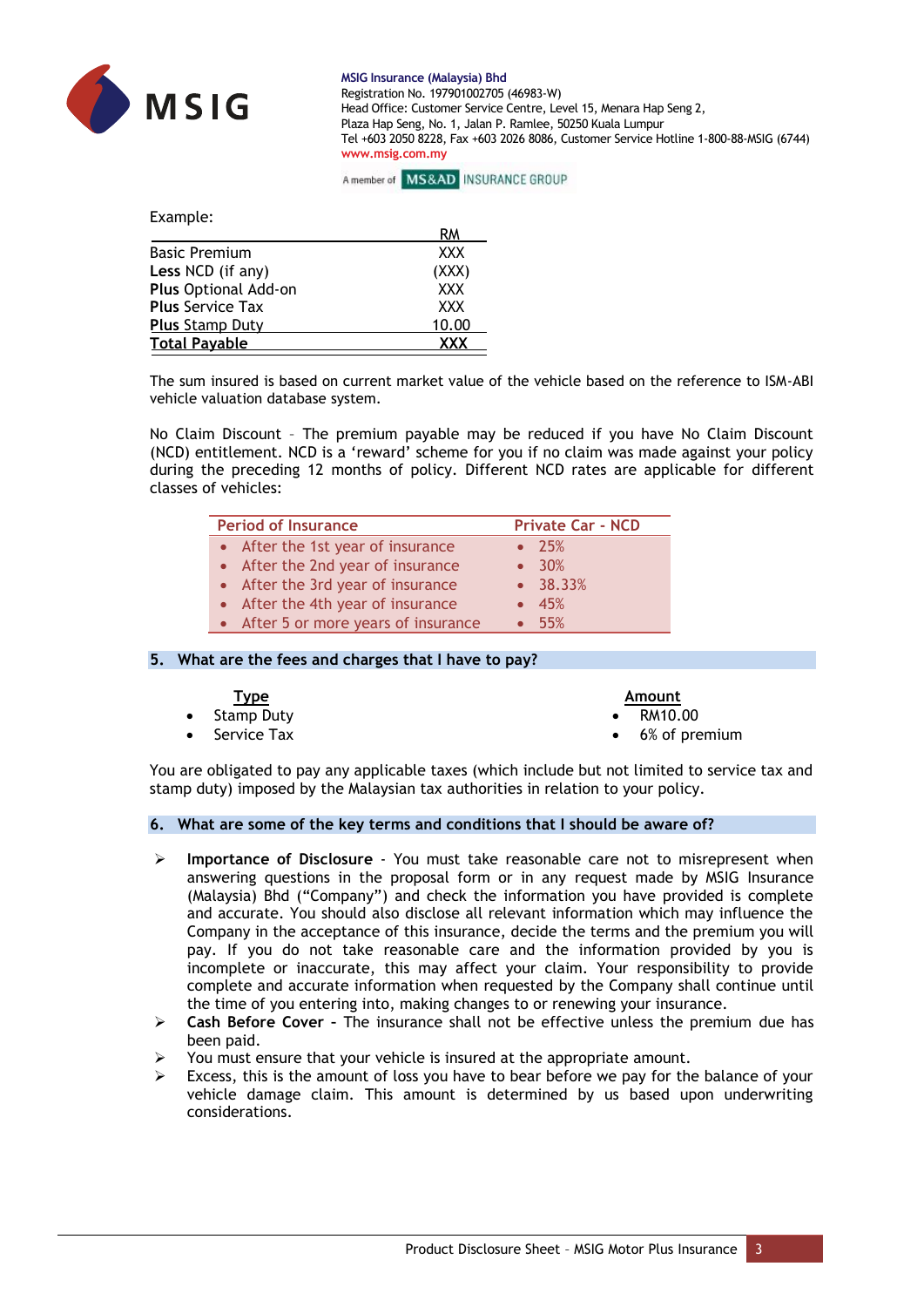Example:

| | RM |
|---|---|
| Basic Premium | XXX |
| **Less** NCD (if any) | (XXX) |
| **Plus** Optional Add-on | XXX |
| **Plus** Service Tax | XXX |
| **Plus** Stamp Duty | 10.00 |
| **Total Payable** | **XXX** |

The sum insured is based on current market value of the vehicle based on the reference to ISM-ABI vehicle valuation database system.

No Claim Discount – The premium payable may be reduced if you have No Claim Discount (NCD) entitlement. NCD is a 'reward' scheme for you if no claim was made against your policy during the preceding 12 months of policy. Different NCD rates are applicable for different classes of vehicles:

| Period of Insurance | Private Car - NCD |
|---|---|
| After the 1st year of insurance | 25% |
| After the 2nd year of insurance | 30% |
| After the 3rd year of insurance | 38.33% |
| After the 4th year of insurance | 45% |
| After 5 or more years of insurance | 55% |

## 5. What are the fees and charges that I have to pay?

| Type | Amount |
|---|---|
| Stamp Duty | RM10.00 |
| Service Tax | 6% of premium |

You are obligated to pay any applicable taxes (which include but not limited to service tax and stamp duty) imposed by the Malaysian tax authorities in relation to your policy.

## 6. What are some of the key terms and conditions that I should be aware of?

- **Importance of Disclosure** - You must take reasonable care not to misrepresent when answering questions in the proposal form or in any request made by MSIG Insurance (Malaysia) Bhd ("Company") and check the information you have provided is complete and accurate. You should also disclose all relevant information which may influence the Company in the acceptance of this insurance, decide the terms and the premium you will pay. If you do not take reasonable care and the information provided by you is incomplete or inaccurate, this may affect your claim. Your responsibility to provide complete and accurate information when requested by the Company shall continue until the time of you entering into, making changes to or renewing your insurance.
- **Cash Before Cover** - The insurance shall not be effective unless the premium due has been paid.
- You must ensure that your vehicle is insured at the appropriate amount.
- Excess, this is the amount of loss you have to bear before we pay for the balance of your vehicle damage claim. This amount is determined by us based upon underwriting considerations.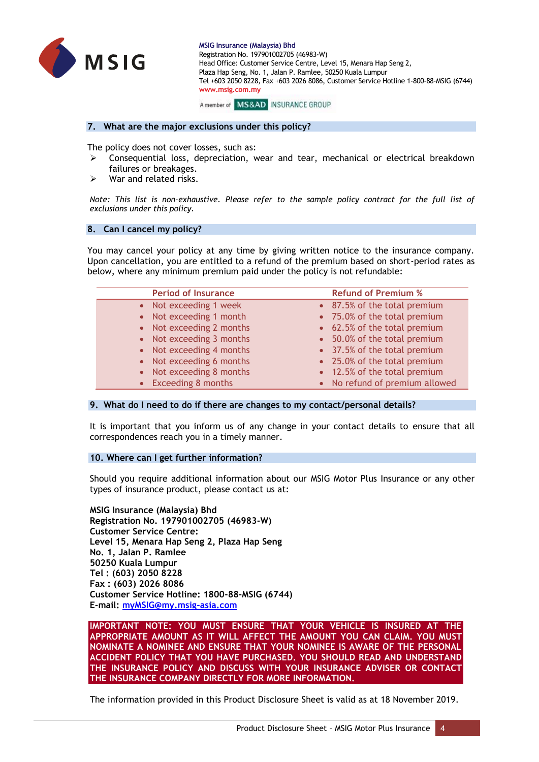## 7. What are the major exclusions under this policy?

The policy does not cover losses, such as:

- Consequential loss, depreciation, wear and tear, mechanical or electrical breakdown failures or breakages.
- War and related risks.

*Note: This list is non-exhaustive. Please refer to the sample policy contract for the full list of exclusions under this policy.*

## 8. Can I cancel my policy?

You may cancel your policy at any time by giving written notice to the insurance company. Upon cancellation, you are entitled to a refund of the premium based on short-period rates as below, where any minimum premium paid under the policy is not refundable:

| Period of Insurance | Refund of Premium % |
|---|---|
| Not exceeding 1 week | 87.5% of the total premium |
| Not exceeding 1 month | 75.0% of the total premium |
| Not exceeding 2 months | 62.5% of the total premium |
| Not exceeding 3 months | 50.0% of the total premium |
| Not exceeding 4 months | 37.5% of the total premium |
| Not exceeding 6 months | 25.0% of the total premium |
| Not exceeding 8 months | 12.5% of the total premium |
| Exceeding 8 months | No refund of premium allowed |

## 9. What do I need to do if there are changes to my contact/personal details?

It is important that you inform us of any change in your contact details to ensure that all correspondences reach you in a timely manner.

## 10. Where can I get further information?

Should you require additional information about our MSIG Motor Plus Insurance or any other types of insurance product, please contact us at:

**MSIG Insurance (Malaysia) Bhd**
**Registration No. 197901002705 (46983-W)**
**Customer Service Centre:**
**Level 15, Menara Hap Seng 2, Plaza Hap Seng**
**No. 1, Jalan P. Ramlee**
**50250 Kuala Lumpur**
**Tel : (603) 2050 8228**
**Fax : (603) 2026 8086**
**Customer Service Hotline: 1800-88-MSIG (6744)**
**E-mail: myMSIG@my.msig-asia.com**

**IMPORTANT NOTE: YOU MUST ENSURE THAT YOUR VEHICLE IS INSURED AT THE APPROPRIATE AMOUNT AS IT WILL AFFECT THE AMOUNT YOU CAN CLAIM. YOU MUST NOMINATE A NOMINEE AND ENSURE THAT YOUR NOMINEE IS AWARE OF THE PERSONAL ACCIDENT POLICY THAT YOU HAVE PURCHASED. YOU SHOULD READ AND UNDERSTAND THE INSURANCE POLICY AND DISCUSS WITH YOUR INSURANCE ADVISER OR CONTACT THE INSURANCE COMPANY DIRECTLY FOR MORE INFORMATION.**

The information provided in this Product Disclosure Sheet is valid as at 18 November 2019.